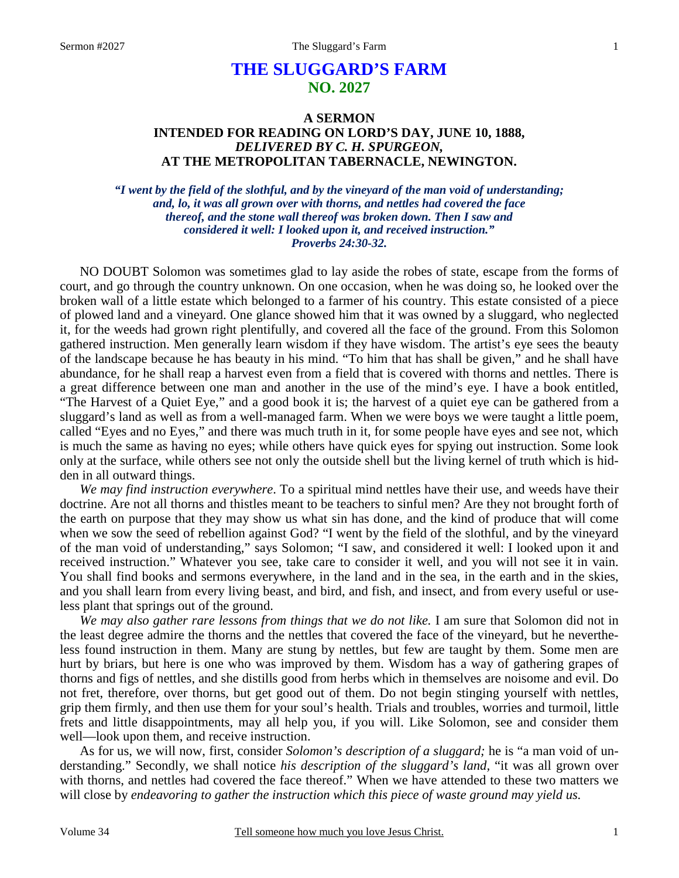# THE SLUGGARD'S FARM
## NO. 2027

### A SERMON
### INTENDED FOR READING ON LORD'S DAY, JUNE 10, 1888,
### *DELIVERED BY C. H. SPURGEON,*
### AT THE METROPOLITAN TABERNACLE, NEWINGTON.

***"I went by the field of the slothful, and by the vineyard of the man void of understanding; and, lo, it was all grown over with thorns, and nettles had covered the face thereof, and the stone wall thereof was broken down. Then I saw and considered it well: I looked upon it, and received instruction." Proverbs 24:30-32.***

NO DOUBT Solomon was sometimes glad to lay aside the robes of state, escape from the forms of court, and go through the country unknown. On one occasion, when he was doing so, he looked over the broken wall of a little estate which belonged to a farmer of his country. This estate consisted of a piece of plowed land and a vineyard. One glance showed him that it was owned by a sluggard, who neglected it, for the weeds had grown right plentifully, and covered all the face of the ground. From this Solomon gathered instruction. Men generally learn wisdom if they have wisdom. The artist's eye sees the beauty of the landscape because he has beauty in his mind. "To him that has shall be given," and he shall have abundance, for he shall reap a harvest even from a field that is covered with thorns and nettles. There is a great difference between one man and another in the use of the mind's eye. I have a book entitled, "The Harvest of a Quiet Eye," and a good book it is; the harvest of a quiet eye can be gathered from a sluggard's land as well as from a well-managed farm. When we were boys we were taught a little poem, called "Eyes and no Eyes," and there was much truth in it, for some people have eyes and see not, which is much the same as having no eyes; while others have quick eyes for spying out instruction. Some look only at the surface, while others see not only the outside shell but the living kernel of truth which is hidden in all outward things.

*We may find instruction everywhere*. To a spiritual mind nettles have their use, and weeds have their doctrine. Are not all thorns and thistles meant to be teachers to sinful men? Are they not brought forth of the earth on purpose that they may show us what sin has done, and the kind of produce that will come when we sow the seed of rebellion against God? "I went by the field of the slothful, and by the vineyard of the man void of understanding," says Solomon; "I saw, and considered it well: I looked upon it and received instruction." Whatever you see, take care to consider it well, and you will not see it in vain. You shall find books and sermons everywhere, in the land and in the sea, in the earth and in the skies, and you shall learn from every living beast, and bird, and fish, and insect, and from every useful or useless plant that springs out of the ground.

*We may also gather rare lessons from things that we do not like.* I am sure that Solomon did not in the least degree admire the thorns and the nettles that covered the face of the vineyard, but he nevertheless found instruction in them. Many are stung by nettles, but few are taught by them. Some men are hurt by briars, but here is one who was improved by them. Wisdom has a way of gathering grapes of thorns and figs of nettles, and she distills good from herbs which in themselves are noisome and evil. Do not fret, therefore, over thorns, but get good out of them. Do not begin stinging yourself with nettles, grip them firmly, and then use them for your soul's health. Trials and troubles, worries and turmoil, little frets and little disappointments, may all help you, if you will. Like Solomon, see and consider them well—look upon them, and receive instruction.

As for us, we will now, first, consider *Solomon's description of a sluggard;* he is "a man void of understanding." Secondly, we shall notice *his description of the sluggard's land,* "it was all grown over with thorns, and nettles had covered the face thereof." When we have attended to these two matters we will close by *endeavoring to gather the instruction which this piece of waste ground may yield us.*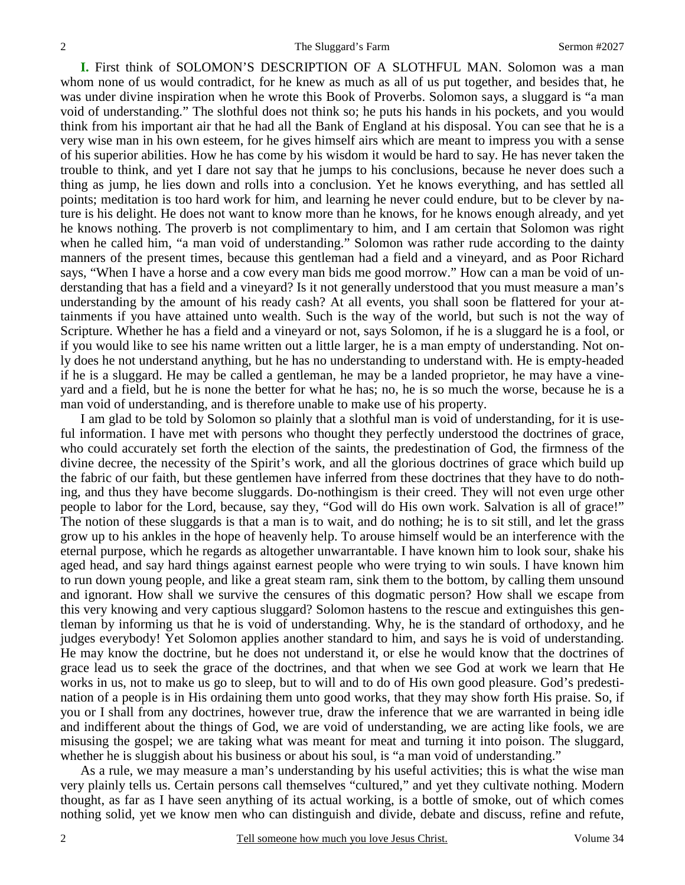**I.** First think of SOLOMON'S DESCRIPTION OF A SLOTHFUL MAN. Solomon was a man whom none of us would contradict, for he knew as much as all of us put together, and besides that, he was under divine inspiration when he wrote this Book of Proverbs. Solomon says, a sluggard is "a man void of understanding." The slothful does not think so; he puts his hands in his pockets, and you would think from his important air that he had all the Bank of England at his disposal. You can see that he is a very wise man in his own esteem, for he gives himself airs which are meant to impress you with a sense of his superior abilities. How he has come by his wisdom it would be hard to say. He has never taken the trouble to think, and yet I dare not say that he jumps to his conclusions, because he never does such a thing as jump, he lies down and rolls into a conclusion. Yet he knows everything, and has settled all points; meditation is too hard work for him, and learning he never could endure, but to be clever by nature is his delight. He does not want to know more than he knows, for he knows enough already, and yet he knows nothing. The proverb is not complimentary to him, and I am certain that Solomon was right when he called him, "a man void of understanding." Solomon was rather rude according to the dainty manners of the present times, because this gentleman had a field and a vineyard, and as Poor Richard says, "When I have a horse and a cow every man bids me good morrow." How can a man be void of understanding that has a field and a vineyard? Is it not generally understood that you must measure a man's understanding by the amount of his ready cash? At all events, you shall soon be flattered for your attainments if you have attained unto wealth. Such is the way of the world, but such is not the way of Scripture. Whether he has a field and a vineyard or not, says Solomon, if he is a sluggard he is a fool, or if you would like to see his name written out a little larger, he is a man empty of understanding. Not only does he not understand anything, but he has no understanding to understand with. He is empty-headed if he is a sluggard. He may be called a gentleman, he may be a landed proprietor, he may have a vineyard and a field, but he is none the better for what he has; no, he is so much the worse, because he is a man void of understanding, and is therefore unable to make use of his property.

I am glad to be told by Solomon so plainly that a slothful man is void of understanding, for it is useful information. I have met with persons who thought they perfectly understood the doctrines of grace, who could accurately set forth the election of the saints, the predestination of God, the firmness of the divine decree, the necessity of the Spirit's work, and all the glorious doctrines of grace which build up the fabric of our faith, but these gentlemen have inferred from these doctrines that they have to do nothing, and thus they have become sluggards. Do-nothingism is their creed. They will not even urge other people to labor for the Lord, because, say they, "God will do His own work. Salvation is all of grace!" The notion of these sluggards is that a man is to wait, and do nothing; he is to sit still, and let the grass grow up to his ankles in the hope of heavenly help. To arouse himself would be an interference with the eternal purpose, which he regards as altogether unwarrantable. I have known him to look sour, shake his aged head, and say hard things against earnest people who were trying to win souls. I have known him to run down young people, and like a great steam ram, sink them to the bottom, by calling them unsound and ignorant. How shall we survive the censures of this dogmatic person? How shall we escape from this very knowing and very captious sluggard? Solomon hastens to the rescue and extinguishes this gentleman by informing us that he is void of understanding. Why, he is the standard of orthodoxy, and he judges everybody! Yet Solomon applies another standard to him, and says he is void of understanding. He may know the doctrine, but he does not understand it, or else he would know that the doctrines of grace lead us to seek the grace of the doctrines, and that when we see God at work we learn that He works in us, not to make us go to sleep, but to will and to do of His own good pleasure. God's predestination of a people is in His ordaining them unto good works, that they may show forth His praise. So, if you or I shall from any doctrines, however true, draw the inference that we are warranted in being idle and indifferent about the things of God, we are void of understanding, we are acting like fools, we are misusing the gospel; we are taking what was meant for meat and turning it into poison. The sluggard, whether he is sluggish about his business or about his soul, is "a man void of understanding."

As a rule, we may measure a man's understanding by his useful activities; this is what the wise man very plainly tells us. Certain persons call themselves "cultured," and yet they cultivate nothing. Modern thought, as far as I have seen anything of its actual working, is a bottle of smoke, out of which comes nothing solid, yet we know men who can distinguish and divide, debate and discuss, refine and refute,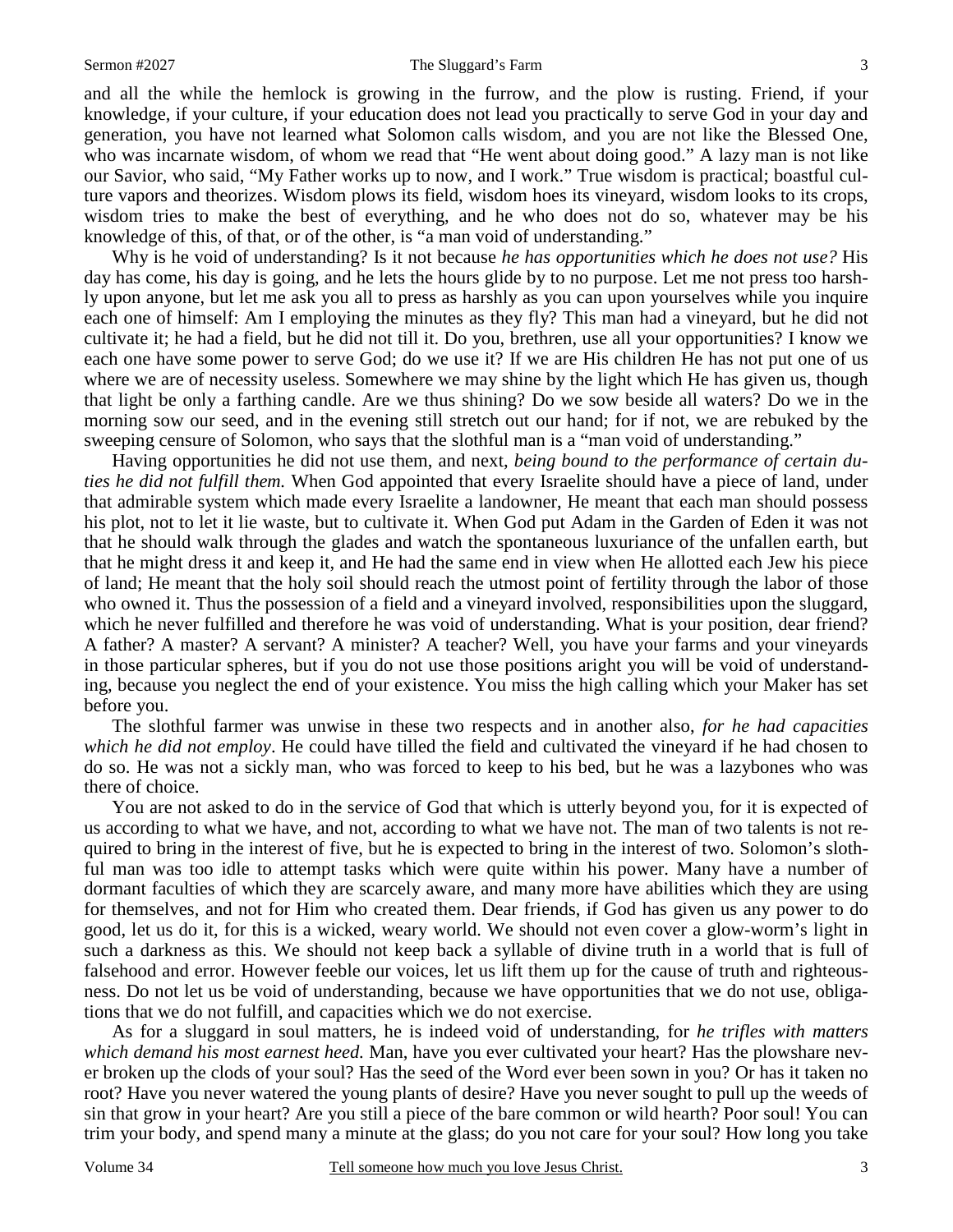and all the while the hemlock is growing in the furrow, and the plow is rusting. Friend, if your knowledge, if your culture, if your education does not lead you practically to serve God in your day and generation, you have not learned what Solomon calls wisdom, and you are not like the Blessed One, who was incarnate wisdom, of whom we read that "He went about doing good." A lazy man is not like our Savior, who said, "My Father works up to now, and I work." True wisdom is practical; boastful culture vapors and theorizes. Wisdom plows its field, wisdom hoes its vineyard, wisdom looks to its crops, wisdom tries to make the best of everything, and he who does not do so, whatever may be his knowledge of this, of that, or of the other, is "a man void of understanding."

Why is he void of understanding? Is it not because *he has opportunities which he does not use?* His day has come, his day is going, and he lets the hours glide by to no purpose. Let me not press too harshly upon anyone, but let me ask you all to press as harshly as you can upon yourselves while you inquire each one of himself: Am I employing the minutes as they fly? This man had a vineyard, but he did not cultivate it; he had a field, but he did not till it. Do you, brethren, use all your opportunities? I know we each one have some power to serve God; do we use it? If we are His children He has not put one of us where we are of necessity useless. Somewhere we may shine by the light which He has given us, though that light be only a farthing candle. Are we thus shining? Do we sow beside all waters? Do we in the morning sow our seed, and in the evening still stretch out our hand; for if not, we are rebuked by the sweeping censure of Solomon, who says that the slothful man is a "man void of understanding."

Having opportunities he did not use them, and next, *being bound to the performance of certain duties he did not fulfill them.* When God appointed that every Israelite should have a piece of land, under that admirable system which made every Israelite a landowner, He meant that each man should possess his plot, not to let it lie waste, but to cultivate it. When God put Adam in the Garden of Eden it was not that he should walk through the glades and watch the spontaneous luxuriance of the unfallen earth, but that he might dress it and keep it, and He had the same end in view when He allotted each Jew his piece of land; He meant that the holy soil should reach the utmost point of fertility through the labor of those who owned it. Thus the possession of a field and a vineyard involved, responsibilities upon the sluggard, which he never fulfilled and therefore he was void of understanding. What is your position, dear friend? A father? A master? A servant? A minister? A teacher? Well, you have your farms and your vineyards in those particular spheres, but if you do not use those positions aright you will be void of understanding, because you neglect the end of your existence. You miss the high calling which your Maker has set before you.

The slothful farmer was unwise in these two respects and in another also, *for he had capacities which he did not employ*. He could have tilled the field and cultivated the vineyard if he had chosen to do so. He was not a sickly man, who was forced to keep to his bed, but he was a lazybones who was there of choice.

You are not asked to do in the service of God that which is utterly beyond you, for it is expected of us according to what we have, and not, according to what we have not. The man of two talents is not required to bring in the interest of five, but he is expected to bring in the interest of two. Solomon's slothful man was too idle to attempt tasks which were quite within his power. Many have a number of dormant faculties of which they are scarcely aware, and many more have abilities which they are using for themselves, and not for Him who created them. Dear friends, if God has given us any power to do good, let us do it, for this is a wicked, weary world. We should not even cover a glow-worm's light in such a darkness as this. We should not keep back a syllable of divine truth in a world that is full of falsehood and error. However feeble our voices, let us lift them up for the cause of truth and righteousness. Do not let us be void of understanding, because we have opportunities that we do not use, obligations that we do not fulfill, and capacities which we do not exercise.

As for a sluggard in soul matters, he is indeed void of understanding, for *he trifles with matters which demand his most earnest heed.* Man, have you ever cultivated your heart? Has the plowshare never broken up the clods of your soul? Has the seed of the Word ever been sown in you? Or has it taken no root? Have you never watered the young plants of desire? Have you never sought to pull up the weeds of sin that grow in your heart? Are you still a piece of the bare common or wild hearth? Poor soul! You can trim your body, and spend many a minute at the glass; do you not care for your soul? How long you take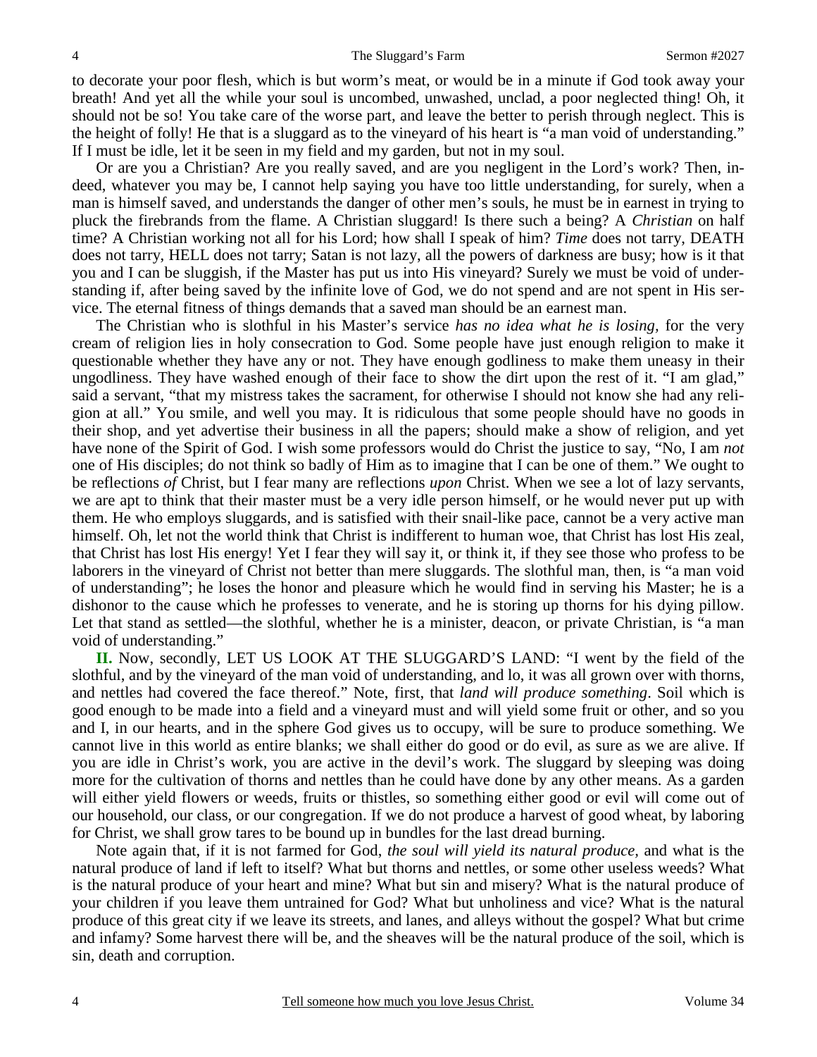to decorate your poor flesh, which is but worm's meat, or would be in a minute if God took away your breath! And yet all the while your soul is uncombed, unwashed, unclad, a poor neglected thing! Oh, it should not be so! You take care of the worse part, and leave the better to perish through neglect. This is the height of folly! He that is a sluggard as to the vineyard of his heart is "a man void of understanding." If I must be idle, let it be seen in my field and my garden, but not in my soul.

Or are you a Christian? Are you really saved, and are you negligent in the Lord's work? Then, indeed, whatever you may be, I cannot help saying you have too little understanding, for surely, when a man is himself saved, and understands the danger of other men's souls, he must be in earnest in trying to pluck the firebrands from the flame. A Christian sluggard! Is there such a being? A *Christian* on half time? A Christian working not all for his Lord; how shall I speak of him? *Time* does not tarry, DEATH does not tarry, HELL does not tarry; Satan is not lazy, all the powers of darkness are busy; how is it that you and I can be sluggish, if the Master has put us into His vineyard? Surely we must be void of understanding if, after being saved by the infinite love of God, we do not spend and are not spent in His service. The eternal fitness of things demands that a saved man should be an earnest man.

The Christian who is slothful in his Master's service *has no idea what he is losing*, for the very cream of religion lies in holy consecration to God. Some people have just enough religion to make it questionable whether they have any or not. They have enough godliness to make them uneasy in their ungodliness. They have washed enough of their face to show the dirt upon the rest of it. "I am glad," said a servant, "that my mistress takes the sacrament, for otherwise I should not know she had any religion at all." You smile, and well you may. It is ridiculous that some people should have no goods in their shop, and yet advertise their business in all the papers; should make a show of religion, and yet have none of the Spirit of God. I wish some professors would do Christ the justice to say, "No, I am *not* one of His disciples; do not think so badly of Him as to imagine that I can be one of them." We ought to be reflections *of* Christ, but I fear many are reflections *upon* Christ. When we see a lot of lazy servants, we are apt to think that their master must be a very idle person himself, or he would never put up with them. He who employs sluggards, and is satisfied with their snail-like pace, cannot be a very active man himself. Oh, let not the world think that Christ is indifferent to human woe, that Christ has lost His zeal, that Christ has lost His energy! Yet I fear they will say it, or think it, if they see those who profess to be laborers in the vineyard of Christ not better than mere sluggards. The slothful man, then, is "a man void of understanding"; he loses the honor and pleasure which he would find in serving his Master; he is a dishonor to the cause which he professes to venerate, and he is storing up thorns for his dying pillow. Let that stand as settled—the slothful, whether he is a minister, deacon, or private Christian, is "a man void of understanding."

**II.** Now, secondly, LET US LOOK AT THE SLUGGARD'S LAND: "I went by the field of the slothful, and by the vineyard of the man void of understanding, and lo, it was all grown over with thorns, and nettles had covered the face thereof." Note, first, that *land will produce something*. Soil which is good enough to be made into a field and a vineyard must and will yield some fruit or other, and so you and I, in our hearts, and in the sphere God gives us to occupy, will be sure to produce something. We cannot live in this world as entire blanks; we shall either do good or do evil, as sure as we are alive. If you are idle in Christ's work, you are active in the devil's work. The sluggard by sleeping was doing more for the cultivation of thorns and nettles than he could have done by any other means. As a garden will either yield flowers or weeds, fruits or thistles, so something either good or evil will come out of our household, our class, or our congregation. If we do not produce a harvest of good wheat, by laboring for Christ, we shall grow tares to be bound up in bundles for the last dread burning.

Note again that, if it is not farmed for God, *the soul will yield its natural produce*, and what is the natural produce of land if left to itself? What but thorns and nettles, or some other useless weeds? What is the natural produce of your heart and mine? What but sin and misery? What is the natural produce of your children if you leave them untrained for God? What but unholiness and vice? What is the natural produce of this great city if we leave its streets, and lanes, and alleys without the gospel? What but crime and infamy? Some harvest there will be, and the sheaves will be the natural produce of the soil, which is sin, death and corruption.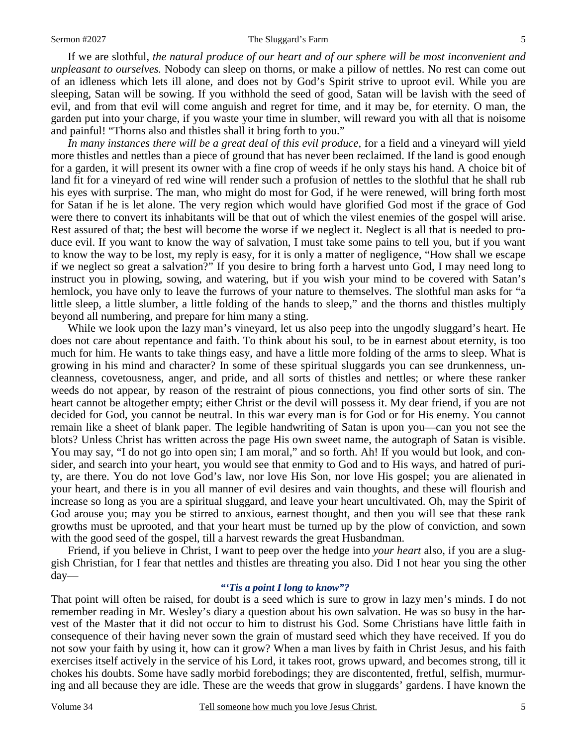If we are slothful, *the natural produce of our heart and of our sphere will be most inconvenient and unpleasant to ourselves.* Nobody can sleep on thorns, or make a pillow of nettles. No rest can come out of an idleness which lets ill alone, and does not by God's Spirit strive to uproot evil. While you are sleeping, Satan will be sowing. If you withhold the seed of good, Satan will be lavish with the seed of evil, and from that evil will come anguish and regret for time, and it may be, for eternity. O man, the garden put into your charge, if you waste your time in slumber, will reward you with all that is noisome and painful! "Thorns also and thistles shall it bring forth to you."

*In many instances there will be a great deal of this evil produce,* for a field and a vineyard will yield more thistles and nettles than a piece of ground that has never been reclaimed. If the land is good enough for a garden, it will present its owner with a fine crop of weeds if he only stays his hand. A choice bit of land fit for a vineyard of red wine will render such a profusion of nettles to the slothful that he shall rub his eyes with surprise. The man, who might do most for God, if he were renewed, will bring forth most for Satan if he is let alone. The very region which would have glorified God most if the grace of God were there to convert its inhabitants will be that out of which the vilest enemies of the gospel will arise. Rest assured of that; the best will become the worse if we neglect it. Neglect is all that is needed to produce evil. If you want to know the way of salvation, I must take some pains to tell you, but if you want to know the way to be lost, my reply is easy, for it is only a matter of negligence, "How shall we escape if we neglect so great a salvation?" If you desire to bring forth a harvest unto God, I may need long to instruct you in plowing, sowing, and watering, but if you wish your mind to be covered with Satan's hemlock, you have only to leave the furrows of your nature to themselves. The slothful man asks for "a little sleep, a little slumber, a little folding of the hands to sleep," and the thorns and thistles multiply beyond all numbering, and prepare for him many a sting.

While we look upon the lazy man's vineyard, let us also peep into the ungodly sluggard's heart. He does not care about repentance and faith. To think about his soul, to be in earnest about eternity, is too much for him. He wants to take things easy, and have a little more folding of the arms to sleep. What is growing in his mind and character? In some of these spiritual sluggards you can see drunkenness, uncleanness, covetousness, anger, and pride, and all sorts of thistles and nettles; or where these ranker weeds do not appear, by reason of the restraint of pious connections, you find other sorts of sin. The heart cannot be altogether empty; either Christ or the devil will possess it. My dear friend, if you are not decided for God, you cannot be neutral. In this war every man is for God or for His enemy. You cannot remain like a sheet of blank paper. The legible handwriting of Satan is upon you—can you not see the blots? Unless Christ has written across the page His own sweet name, the autograph of Satan is visible. You may say, "I do not go into open sin; I am moral," and so forth. Ah! If you would but look, and consider, and search into your heart, you would see that enmity to God and to His ways, and hatred of purity, are there. You do not love God's law, nor love His Son, nor love His gospel; you are alienated in your heart, and there is in you all manner of evil desires and vain thoughts, and these will flourish and increase so long as you are a spiritual sluggard, and leave your heart uncultivated. Oh, may the Spirit of God arouse you; may you be stirred to anxious, earnest thought, and then you will see that these rank growths must be uprooted, and that your heart must be turned up by the plow of conviction, and sown with the good seed of the gospel, till a harvest rewards the great Husbandman.

Friend, if you believe in Christ, I want to peep over the hedge into *your heart* also, if you are a sluggish Christian, for I fear that nettles and thistles are threating you also. Did I not hear you sing the other day—

**"'*Tis a point I long to know*"?**

That point will often be raised, for doubt is a seed which is sure to grow in lazy men's minds. I do not remember reading in Mr. Wesley's diary a question about his own salvation. He was so busy in the harvest of the Master that it did not occur to him to distrust his God. Some Christians have little faith in consequence of their having never sown the grain of mustard seed which they have received. If you do not sow your faith by using it, how can it grow? When a man lives by faith in Christ Jesus, and his faith exercises itself actively in the service of his Lord, it takes root, grows upward, and becomes strong, till it chokes his doubts. Some have sadly morbid forebodings; they are discontented, fretful, selfish, murmuring and all because they are idle. These are the weeds that grow in sluggards' gardens. I have known the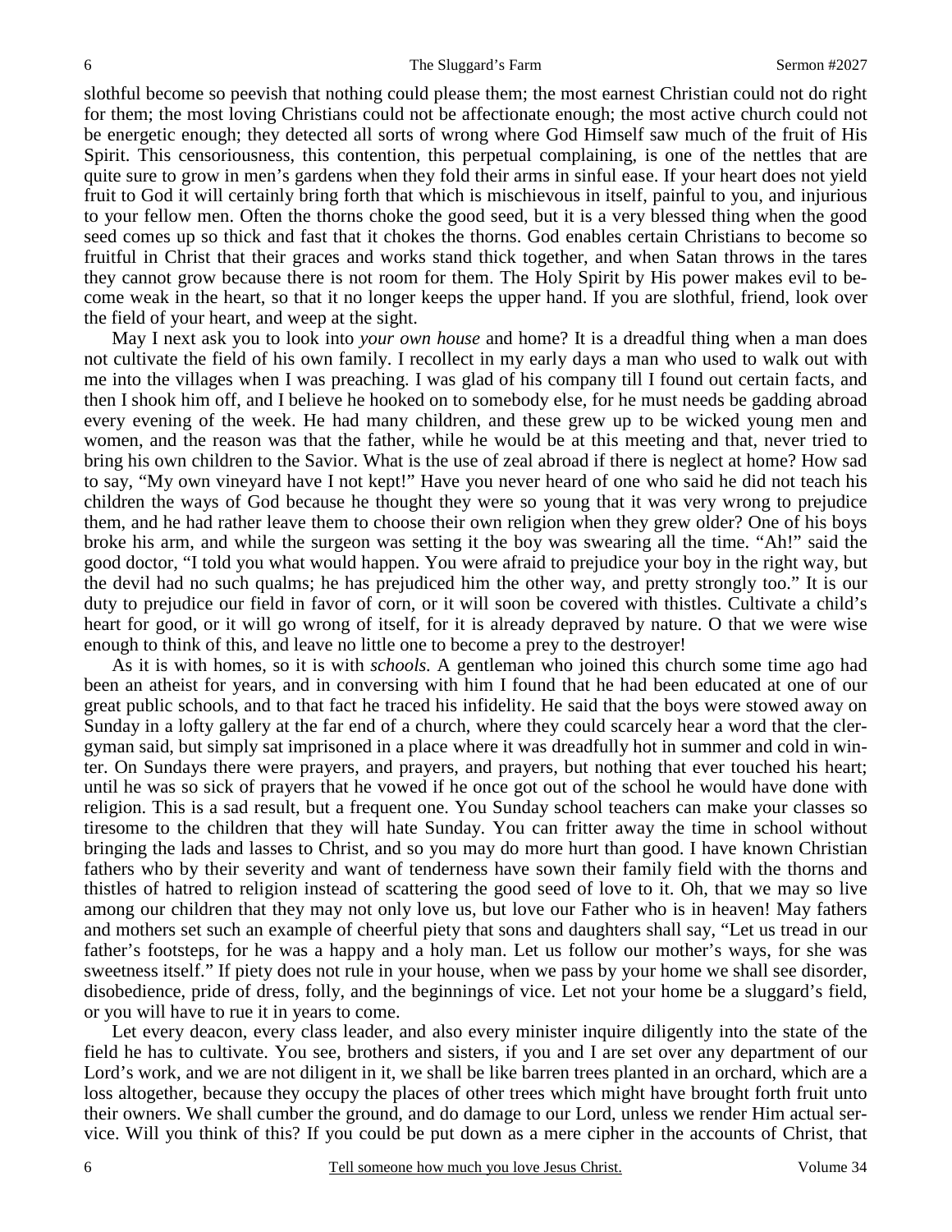slothful become so peevish that nothing could please them; the most earnest Christian could not do right for them; the most loving Christians could not be affectionate enough; the most active church could not be energetic enough; they detected all sorts of wrong where God Himself saw much of the fruit of His Spirit. This censoriousness, this contention, this perpetual complaining, is one of the nettles that are quite sure to grow in men's gardens when they fold their arms in sinful ease. If your heart does not yield fruit to God it will certainly bring forth that which is mischievous in itself, painful to you, and injurious to your fellow men. Often the thorns choke the good seed, but it is a very blessed thing when the good seed comes up so thick and fast that it chokes the thorns. God enables certain Christians to become so fruitful in Christ that their graces and works stand thick together, and when Satan throws in the tares they cannot grow because there is not room for them. The Holy Spirit by His power makes evil to become weak in the heart, so that it no longer keeps the upper hand. If you are slothful, friend, look over the field of your heart, and weep at the sight.

May I next ask you to look into *your own house* and home? It is a dreadful thing when a man does not cultivate the field of his own family. I recollect in my early days a man who used to walk out with me into the villages when I was preaching. I was glad of his company till I found out certain facts, and then I shook him off, and I believe he hooked on to somebody else, for he must needs be gadding abroad every evening of the week. He had many children, and these grew up to be wicked young men and women, and the reason was that the father, while he would be at this meeting and that, never tried to bring his own children to the Savior. What is the use of zeal abroad if there is neglect at home? How sad to say, "My own vineyard have I not kept!" Have you never heard of one who said he did not teach his children the ways of God because he thought they were so young that it was very wrong to prejudice them, and he had rather leave them to choose their own religion when they grew older? One of his boys broke his arm, and while the surgeon was setting it the boy was swearing all the time. "Ah!" said the good doctor, "I told you what would happen. You were afraid to prejudice your boy in the right way, but the devil had no such qualms; he has prejudiced him the other way, and pretty strongly too." It is our duty to prejudice our field in favor of corn, or it will soon be covered with thistles. Cultivate a child's heart for good, or it will go wrong of itself, for it is already depraved by nature. O that we were wise enough to think of this, and leave no little one to become a prey to the destroyer!

As it is with homes, so it is with *schools*. A gentleman who joined this church some time ago had been an atheist for years, and in conversing with him I found that he had been educated at one of our great public schools, and to that fact he traced his infidelity. He said that the boys were stowed away on Sunday in a lofty gallery at the far end of a church, where they could scarcely hear a word that the clergyman said, but simply sat imprisoned in a place where it was dreadfully hot in summer and cold in winter. On Sundays there were prayers, and prayers, and prayers, but nothing that ever touched his heart; until he was so sick of prayers that he vowed if he once got out of the school he would have done with religion. This is a sad result, but a frequent one. You Sunday school teachers can make your classes so tiresome to the children that they will hate Sunday. You can fritter away the time in school without bringing the lads and lasses to Christ, and so you may do more hurt than good. I have known Christian fathers who by their severity and want of tenderness have sown their family field with the thorns and thistles of hatred to religion instead of scattering the good seed of love to it. Oh, that we may so live among our children that they may not only love us, but love our Father who is in heaven! May fathers and mothers set such an example of cheerful piety that sons and daughters shall say, "Let us tread in our father's footsteps, for he was a happy and a holy man. Let us follow our mother's ways, for she was sweetness itself." If piety does not rule in your house, when we pass by your home we shall see disorder, disobedience, pride of dress, folly, and the beginnings of vice. Let not your home be a sluggard's field, or you will have to rue it in years to come.

Let every deacon, every class leader, and also every minister inquire diligently into the state of the field he has to cultivate. You see, brothers and sisters, if you and I are set over any department of our Lord's work, and we are not diligent in it, we shall be like barren trees planted in an orchard, which are a loss altogether, because they occupy the places of other trees which might have brought forth fruit unto their owners. We shall cumber the ground, and do damage to our Lord, unless we render Him actual service. Will you think of this? If you could be put down as a mere cipher in the accounts of Christ, that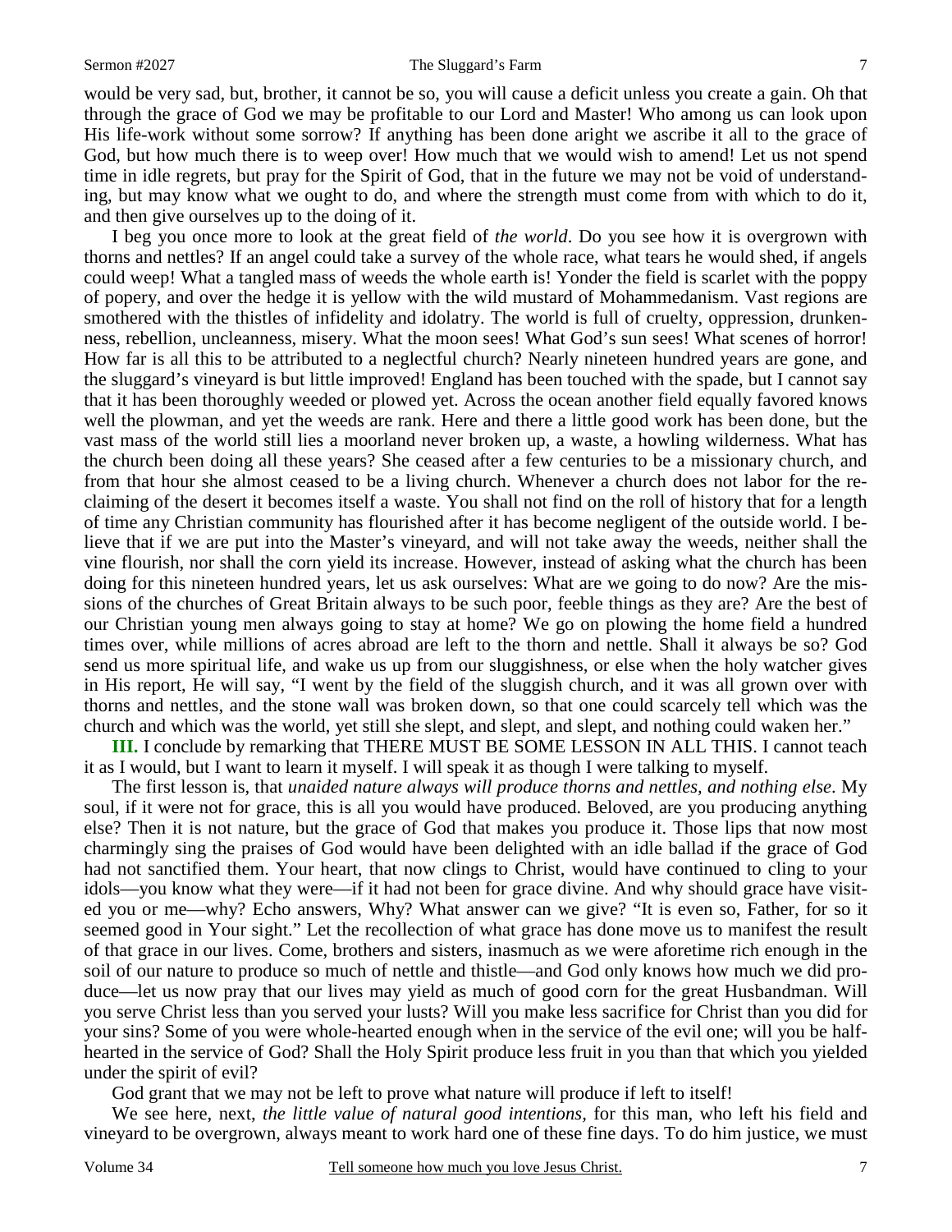would be very sad, but, brother, it cannot be so, you will cause a deficit unless you create a gain. Oh that through the grace of God we may be profitable to our Lord and Master! Who among us can look upon His life-work without some sorrow? If anything has been done aright we ascribe it all to the grace of God, but how much there is to weep over! How much that we would wish to amend! Let us not spend time in idle regrets, but pray for the Spirit of God, that in the future we may not be void of understanding, but may know what we ought to do, and where the strength must come from with which to do it, and then give ourselves up to the doing of it.

I beg you once more to look at the great field of *the world*. Do you see how it is overgrown with thorns and nettles? If an angel could take a survey of the whole race, what tears he would shed, if angels could weep! What a tangled mass of weeds the whole earth is! Yonder the field is scarlet with the poppy of popery, and over the hedge it is yellow with the wild mustard of Mohammedanism. Vast regions are smothered with the thistles of infidelity and idolatry. The world is full of cruelty, oppression, drunkenness, rebellion, uncleanness, misery. What the moon sees! What God's sun sees! What scenes of horror! How far is all this to be attributed to a neglectful church? Nearly nineteen hundred years are gone, and the sluggard's vineyard is but little improved! England has been touched with the spade, but I cannot say that it has been thoroughly weeded or plowed yet. Across the ocean another field equally favored knows well the plowman, and yet the weeds are rank. Here and there a little good work has been done, but the vast mass of the world still lies a moorland never broken up, a waste, a howling wilderness. What has the church been doing all these years? She ceased after a few centuries to be a missionary church, and from that hour she almost ceased to be a living church. Whenever a church does not labor for the reclaiming of the desert it becomes itself a waste. You shall not find on the roll of history that for a length of time any Christian community has flourished after it has become negligent of the outside world. I believe that if we are put into the Master's vineyard, and will not take away the weeds, neither shall the vine flourish, nor shall the corn yield its increase. However, instead of asking what the church has been doing for this nineteen hundred years, let us ask ourselves: What are we going to do now? Are the missions of the churches of Great Britain always to be such poor, feeble things as they are? Are the best of our Christian young men always going to stay at home? We go on plowing the home field a hundred times over, while millions of acres abroad are left to the thorn and nettle. Shall it always be so? God send us more spiritual life, and wake us up from our sluggishness, or else when the holy watcher gives in His report, He will say, "I went by the field of the sluggish church, and it was all grown over with thorns and nettles, and the stone wall was broken down, so that one could scarcely tell which was the church and which was the world, yet still she slept, and slept, and slept, and nothing could waken her."

**III.** I conclude by remarking that THERE MUST BE SOME LESSON IN ALL THIS. I cannot teach it as I would, but I want to learn it myself. I will speak it as though I were talking to myself.

The first lesson is, that *unaided nature always will produce thorns and nettles, and nothing else*. My soul, if it were not for grace, this is all you would have produced. Beloved, are you producing anything else? Then it is not nature, but the grace of God that makes you produce it. Those lips that now most charmingly sing the praises of God would have been delighted with an idle ballad if the grace of God had not sanctified them. Your heart, that now clings to Christ, would have continued to cling to your idols—you know what they were—if it had not been for grace divine. And why should grace have visited you or me—why? Echo answers, Why? What answer can we give? "It is even so, Father, for so it seemed good in Your sight." Let the recollection of what grace has done move us to manifest the result of that grace in our lives. Come, brothers and sisters, inasmuch as we were aforetime rich enough in the soil of our nature to produce so much of nettle and thistle—and God only knows how much we did produce—let us now pray that our lives may yield as much of good corn for the great Husbandman. Will you serve Christ less than you served your lusts? Will you make less sacrifice for Christ than you did for your sins? Some of you were whole-hearted enough when in the service of the evil one; will you be half-hearted in the service of God? Shall the Holy Spirit produce less fruit in you than that which you yielded under the spirit of evil?

God grant that we may not be left to prove what nature will produce if left to itself!

We see here, next, *the little value of natural good intentions*, for this man, who left his field and vineyard to be overgrown, always meant to work hard one of these fine days. To do him justice, we must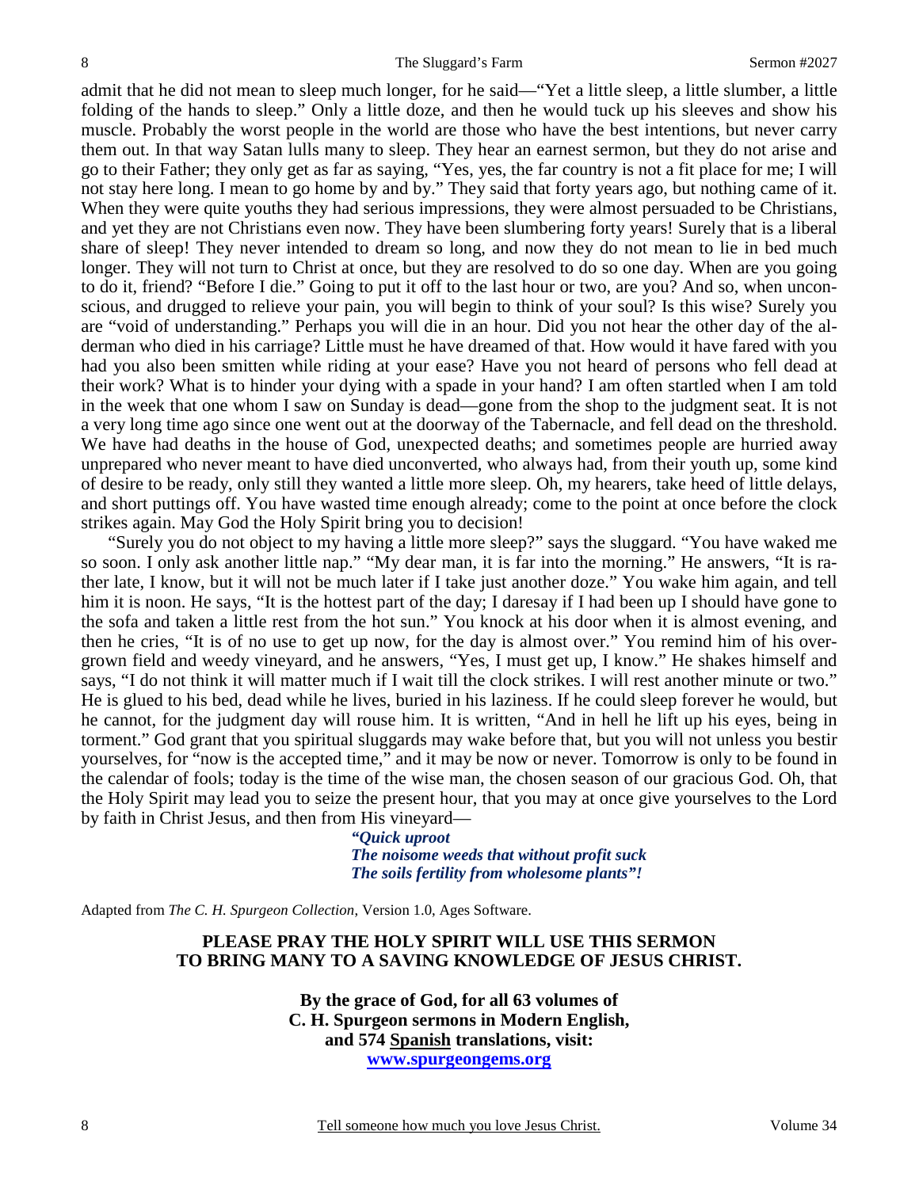admit that he did not mean to sleep much longer, for he said—"Yet a little sleep, a little slumber, a little folding of the hands to sleep." Only a little doze, and then he would tuck up his sleeves and show his muscle. Probably the worst people in the world are those who have the best intentions, but never carry them out. In that way Satan lulls many to sleep. They hear an earnest sermon, but they do not arise and go to their Father; they only get as far as saying, "Yes, yes, the far country is not a fit place for me; I will not stay here long. I mean to go home by and by." They said that forty years ago, but nothing came of it. When they were quite youths they had serious impressions, they were almost persuaded to be Christians, and yet they are not Christians even now. They have been slumbering forty years! Surely that is a liberal share of sleep! They never intended to dream so long, and now they do not mean to lie in bed much longer. They will not turn to Christ at once, but they are resolved to do so one day. When are you going to do it, friend? "Before I die." Going to put it off to the last hour or two, are you? And so, when unconscious, and drugged to relieve your pain, you will begin to think of your soul? Is this wise? Surely you are "void of understanding." Perhaps you will die in an hour. Did you not hear the other day of the alderman who died in his carriage? Little must he have dreamed of that. How would it have fared with you had you also been smitten while riding at your ease? Have you not heard of persons who fell dead at their work? What is to hinder your dying with a spade in your hand? I am often startled when I am told in the week that one whom I saw on Sunday is dead—gone from the shop to the judgment seat. It is not a very long time ago since one went out at the doorway of the Tabernacle, and fell dead on the threshold. We have had deaths in the house of God, unexpected deaths; and sometimes people are hurried away unprepared who never meant to have died unconverted, who always had, from their youth up, some kind of desire to be ready, only still they wanted a little more sleep. Oh, my hearers, take heed of little delays, and short puttings off. You have wasted time enough already; come to the point at once before the clock strikes again. May God the Holy Spirit bring you to decision!

"Surely you do not object to my having a little more sleep?" says the sluggard. "You have waked me so soon. I only ask another little nap." "My dear man, it is far into the morning." He answers, "It is rather late, I know, but it will not be much later if I take just another doze." You wake him again, and tell him it is noon. He says, "It is the hottest part of the day; I daresay if I had been up I should have gone to the sofa and taken a little rest from the hot sun." You knock at his door when it is almost evening, and then he cries, "It is of no use to get up now, for the day is almost over." You remind him of his overgrown field and weedy vineyard, and he answers, "Yes, I must get up, I know." He shakes himself and says, "I do not think it will matter much if I wait till the clock strikes. I will rest another minute or two." He is glued to his bed, dead while he lives, buried in his laziness. If he could sleep forever he would, but he cannot, for the judgment day will rouse him. It is written, "And in hell he lift up his eyes, being in torment." God grant that you spiritual sluggards may wake before that, but you will not unless you bestir yourselves, for "now is the accepted time," and it may be now or never. Tomorrow is only to be found in the calendar of fools; today is the time of the wise man, the chosen season of our gracious God. Oh, that the Holy Spirit may lead you to seize the present hour, that you may at once give yourselves to the Lord by faith in Christ Jesus, and then from His vineyard—

> ***"Quick uproot***
> ***The noisome weeds that without profit suck***
> ***The soils fertility from wholesome plants"!***

Adapted from *The C. H. Spurgeon Collection*, Version 1.0, Ages Software.

**PLEASE PRAY THE HOLY SPIRIT WILL USE THIS SERMON TO BRING MANY TO A SAVING KNOWLEDGE OF JESUS CHRIST.**

**By the grace of God, for all 63 volumes of C. H. Spurgeon sermons in Modern English, and 574 Spanish translations, visit: www.spurgeongems.org**